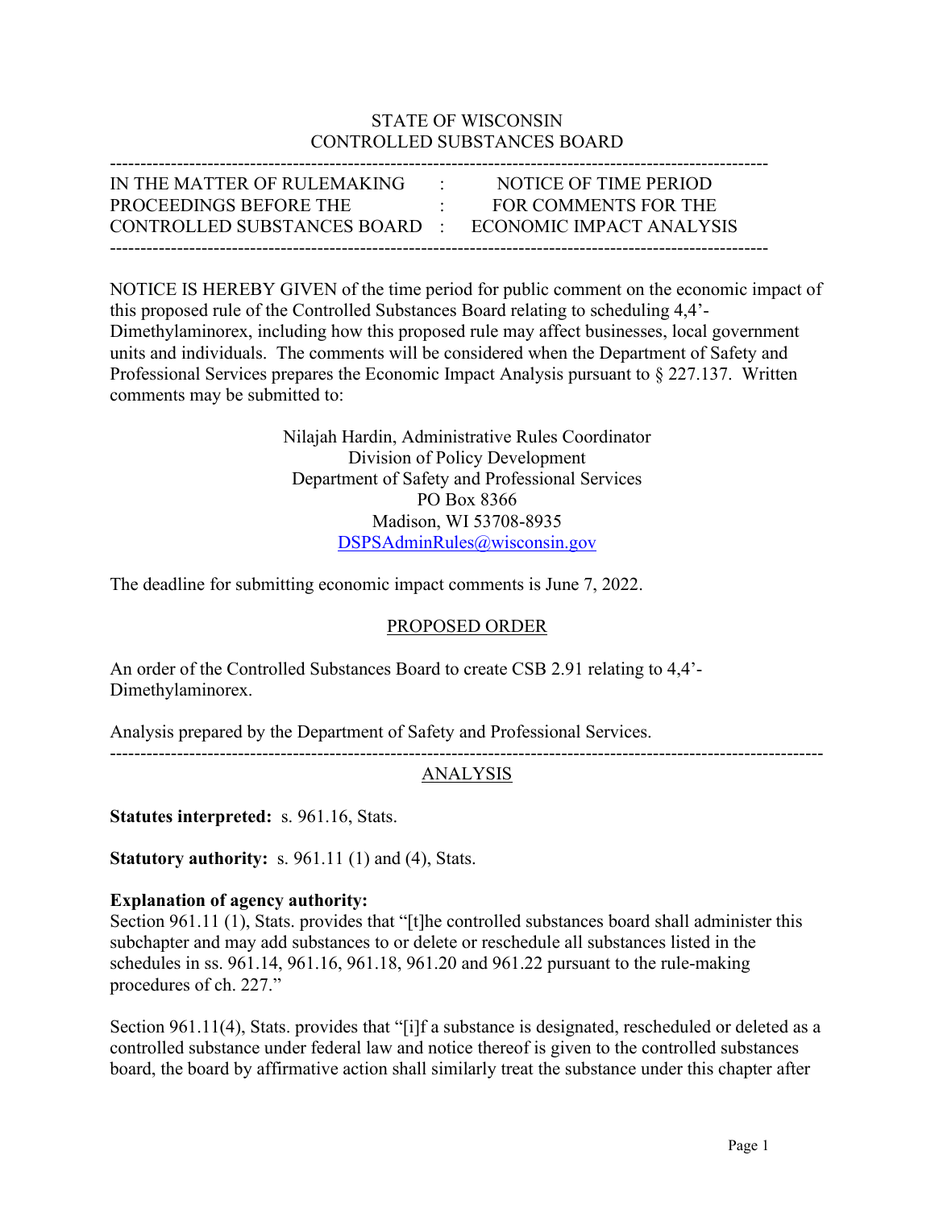STATE OF WISCONSIN
CONTROLLED SUBSTANCES BOARD

---

| IN THE MATTER OF RULEMAKING PROCEEDINGS BEFORE THE CONTROLLED SUBSTANCES BOARD | : | NOTICE OF TIME PERIOD FOR COMMENTS FOR THE ECONOMIC IMPACT ANALYSIS |
|---|---|---|

---

NOTICE IS HEREBY GIVEN of the time period for public comment on the economic impact of this proposed rule of the Controlled Substances Board relating to scheduling 4,4'-Dimethylaminorex, including how this proposed rule may affect businesses, local government units and individuals. The comments will be considered when the Department of Safety and Professional Services prepares the Economic Impact Analysis pursuant to § 227.137. Written comments may be submitted to:

Nilajah Hardin, Administrative Rules Coordinator
Division of Policy Development
Department of Safety and Professional Services
PO Box 8366
Madison, WI 53708-8935
DSPSAdminRules@wisconsin.gov

The deadline for submitting economic impact comments is June 7, 2022.

## PROPOSED ORDER

An order of the Controlled Substances Board to create CSB 2.91 relating to 4,4'-Dimethylaminorex.

Analysis prepared by the Department of Safety and Professional Services.

---

## ANALYSIS

**Statutes interpreted:** s. 961.16, Stats.

**Statutory authority:** s. 961.11 (1) and (4), Stats.

**Explanation of agency authority:**
Section 961.11 (1), Stats. provides that "[t]he controlled substances board shall administer this subchapter and may add substances to or delete or reschedule all substances listed in the schedules in ss. 961.14, 961.16, 961.18, 961.20 and 961.22 pursuant to the rule-making procedures of ch. 227."

Section 961.11(4), Stats. provides that "[i]f a substance is designated, rescheduled or deleted as a controlled substance under federal law and notice thereof is given to the controlled substances board, the board by affirmative action shall similarly treat the substance under this chapter after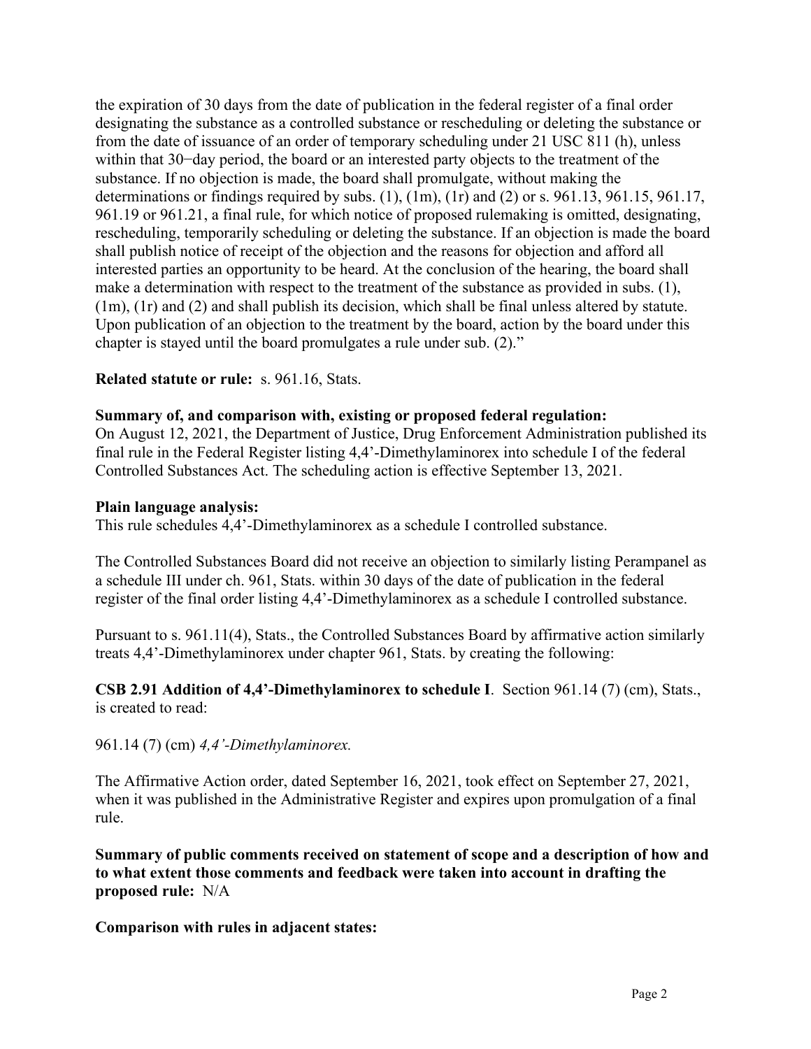the expiration of 30 days from the date of publication in the federal register of a final order designating the substance as a controlled substance or rescheduling or deleting the substance or from the date of issuance of an order of temporary scheduling under 21 USC 811 (h), unless within that 30−day period, the board or an interested party objects to the treatment of the substance. If no objection is made, the board shall promulgate, without making the determinations or findings required by subs. (1), (1m), (1r) and (2) or s. 961.13, 961.15, 961.17, 961.19 or 961.21, a final rule, for which notice of proposed rulemaking is omitted, designating, rescheduling, temporarily scheduling or deleting the substance. If an objection is made the board shall publish notice of receipt of the objection and the reasons for objection and afford all interested parties an opportunity to be heard. At the conclusion of the hearing, the board shall make a determination with respect to the treatment of the substance as provided in subs. (1), (1m), (1r) and (2) and shall publish its decision, which shall be final unless altered by statute. Upon publication of an objection to the treatment by the board, action by the board under this chapter is stayed until the board promulgates a rule under sub. (2)."

**Related statute or rule:** s. 961.16, Stats.

**Summary of, and comparison with, existing or proposed federal regulation:**
On August 12, 2021, the Department of Justice, Drug Enforcement Administration published its final rule in the Federal Register listing 4,4'-Dimethylaminorex into schedule I of the federal Controlled Substances Act. The scheduling action is effective September 13, 2021.

**Plain language analysis:**
This rule schedules 4,4'-Dimethylaminorex as a schedule I controlled substance.

The Controlled Substances Board did not receive an objection to similarly listing Perampanel as a schedule III under ch. 961, Stats. within 30 days of the date of publication in the federal register of the final order listing 4,4'-Dimethylaminorex as a schedule I controlled substance.

Pursuant to s. 961.11(4), Stats., the Controlled Substances Board by affirmative action similarly treats 4,4'-Dimethylaminorex under chapter 961, Stats. by creating the following:

**CSB 2.91 Addition of 4,4'-Dimethylaminorex to schedule I**. Section 961.14 (7) (cm), Stats., is created to read:

961.14 (7) (cm) *4,4'-Dimethylaminorex.*

The Affirmative Action order, dated September 16, 2021, took effect on September 27, 2021, when it was published in the Administrative Register and expires upon promulgation of a final rule.

**Summary of public comments received on statement of scope and a description of how and to what extent those comments and feedback were taken into account in drafting the proposed rule:** N/A

**Comparison with rules in adjacent states:**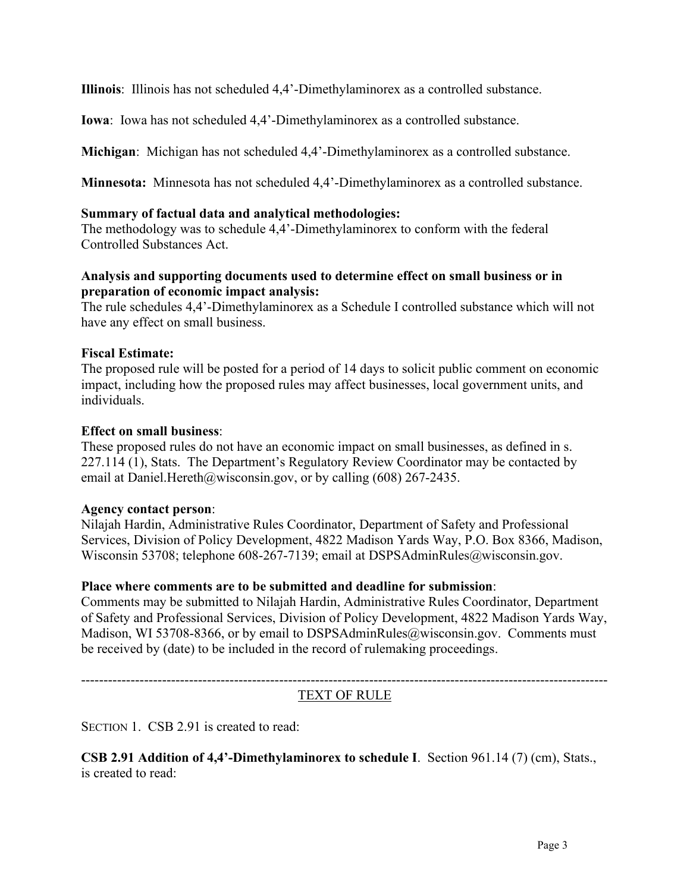**Illinois**: Illinois has not scheduled 4,4'-Dimethylaminorex as a controlled substance.

**Iowa**: Iowa has not scheduled 4,4'-Dimethylaminorex as a controlled substance.

**Michigan**: Michigan has not scheduled 4,4'-Dimethylaminorex as a controlled substance.

**Minnesota:** Minnesota has not scheduled 4,4'-Dimethylaminorex as a controlled substance.

**Summary of factual data and analytical methodologies:**
The methodology was to schedule 4,4'-Dimethylaminorex to conform with the federal Controlled Substances Act.

**Analysis and supporting documents used to determine effect on small business or in preparation of economic impact analysis:**
The rule schedules 4,4'-Dimethylaminorex as a Schedule I controlled substance which will not have any effect on small business.

**Fiscal Estimate:**
The proposed rule will be posted for a period of 14 days to solicit public comment on economic impact, including how the proposed rules may affect businesses, local government units, and individuals.

**Effect on small business**:
These proposed rules do not have an economic impact on small businesses, as defined in s. 227.114 (1), Stats. The Department's Regulatory Review Coordinator may be contacted by email at Daniel.Hereth@wisconsin.gov, or by calling (608) 267-2435.

**Agency contact person**:
Nilajah Hardin, Administrative Rules Coordinator, Department of Safety and Professional Services, Division of Policy Development, 4822 Madison Yards Way, P.O. Box 8366, Madison, Wisconsin 53708; telephone 608-267-7139; email at DSPSAdminRules@wisconsin.gov.

**Place where comments are to be submitted and deadline for submission**:
Comments may be submitted to Nilajah Hardin, Administrative Rules Coordinator, Department of Safety and Professional Services, Division of Policy Development, 4822 Madison Yards Way, Madison, WI 53708-8366, or by email to DSPSAdminRules@wisconsin.gov. Comments must be received by (date) to be included in the record of rulemaking proceedings.

---

TEXT OF RULE

SECTION 1. CSB 2.91 is created to read:

**CSB 2.91 Addition of 4,4'-Dimethylaminorex to schedule I**. Section 961.14 (7) (cm), Stats., is created to read: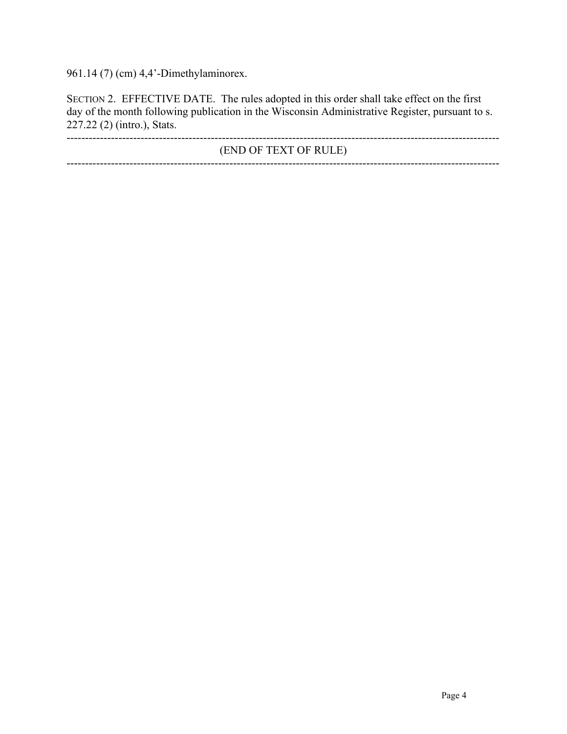961.14 (7) (cm) 4,4’-Dimethylaminorex.

SECTION 2. EFFECTIVE DATE. The rules adopted in this order shall take effect on the first day of the month following publication in the Wisconsin Administrative Register, pursuant to s. 227.22 (2) (intro.), Stats.

---

(END OF TEXT OF RULE)

---